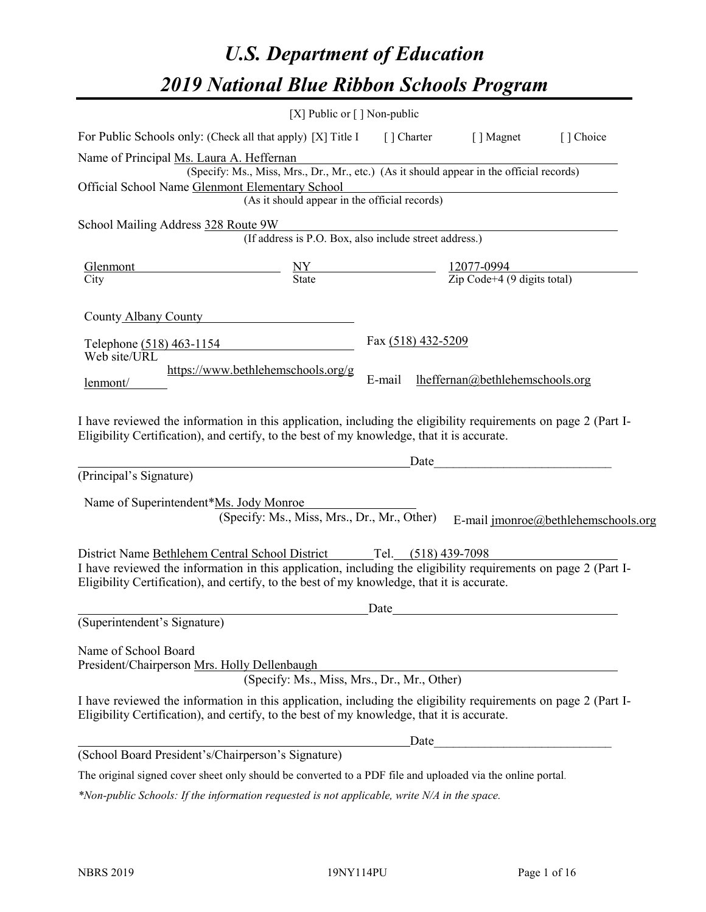# *U.S. Department of Education*

# *2019 National Blue Ribbon Schools Program*

[X] Public or [ ] Non-public

For Public Schools only: (Check all that apply) [X] Title I [ ] Charter [ ] Magnet [ ] Choice

Name of Principal Ms. Laura A. Heffernan
(Specify: Ms., Miss, Mrs., Dr., Mr., etc.) (As it should appear in the official records)

Official School Name Glenmont Elementary School
(As it should appear in the official records)

School Mailing Address 328 Route 9W
(If address is P.O. Box, also include street address.)

| Glenmont | NY | 12077-0994 |
|---|---|---|
| City | State | Zip Code+4 (9 digits total) |

County Albany County

Telephone (518) 463-1154 Fax (518) 432-5209

Web site/URL https://www.bethlehemschools.org/glenmont/ E-mail lheffernan@bethlehemschools.org

I have reviewed the information in this application, including the eligibility requirements on page 2 (Part I-Eligibility Certification), and certify, to the best of my knowledge, that it is accurate.

_______________________________________________ Date__________________________

(Principal's Signature)

Name of Superintendent*Ms. Jody Monroe
(Specify: Ms., Miss, Mrs., Dr., Mr., Other) E-mail jmonroe@bethlehemschools.org

District Name Bethlehem Central School District Tel. (518) 439-7098

I have reviewed the information in this application, including the eligibility requirements on page 2 (Part I-Eligibility Certification), and certify, to the best of my knowledge, that it is accurate.

_______________________________________________ Date__________________________

(Superintendent's Signature)

Name of School Board
President/Chairperson Mrs. Holly Dellenbaugh
(Specify: Ms., Miss, Mrs., Dr., Mr., Other)

I have reviewed the information in this application, including the eligibility requirements on page 2 (Part I-Eligibility Certification), and certify, to the best of my knowledge, that it is accurate.

_______________________________________________ Date__________________________

(School Board President's/Chairperson's Signature)

The original signed cover sheet only should be converted to a PDF file and uploaded via the online portal.

*\*Non-public Schools: If the information requested is not applicable, write N/A in the space.*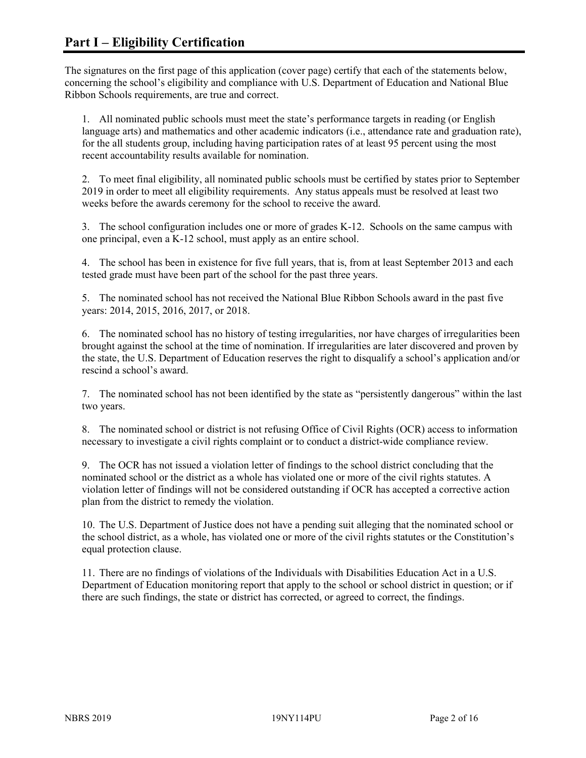# Part I – Eligibility Certification

The signatures on the first page of this application (cover page) certify that each of the statements below, concerning the school's eligibility and compliance with U.S. Department of Education and National Blue Ribbon Schools requirements, are true and correct.

1. All nominated public schools must meet the state's performance targets in reading (or English language arts) and mathematics and other academic indicators (i.e., attendance rate and graduation rate), for the all students group, including having participation rates of at least 95 percent using the most recent accountability results available for nomination.

2. To meet final eligibility, all nominated public schools must be certified by states prior to September 2019 in order to meet all eligibility requirements. Any status appeals must be resolved at least two weeks before the awards ceremony for the school to receive the award.

3. The school configuration includes one or more of grades K-12. Schools on the same campus with one principal, even a K-12 school, must apply as an entire school.

4. The school has been in existence for five full years, that is, from at least September 2013 and each tested grade must have been part of the school for the past three years.

5. The nominated school has not received the National Blue Ribbon Schools award in the past five years: 2014, 2015, 2016, 2017, or 2018.

6. The nominated school has no history of testing irregularities, nor have charges of irregularities been brought against the school at the time of nomination. If irregularities are later discovered and proven by the state, the U.S. Department of Education reserves the right to disqualify a school's application and/or rescind a school's award.

7. The nominated school has not been identified by the state as "persistently dangerous" within the last two years.

8. The nominated school or district is not refusing Office of Civil Rights (OCR) access to information necessary to investigate a civil rights complaint or to conduct a district-wide compliance review.

9. The OCR has not issued a violation letter of findings to the school district concluding that the nominated school or the district as a whole has violated one or more of the civil rights statutes. A violation letter of findings will not be considered outstanding if OCR has accepted a corrective action plan from the district to remedy the violation.

10. The U.S. Department of Justice does not have a pending suit alleging that the nominated school or the school district, as a whole, has violated one or more of the civil rights statutes or the Constitution's equal protection clause.

11. There are no findings of violations of the Individuals with Disabilities Education Act in a U.S. Department of Education monitoring report that apply to the school or school district in question; or if there are such findings, the state or district has corrected, or agreed to correct, the findings.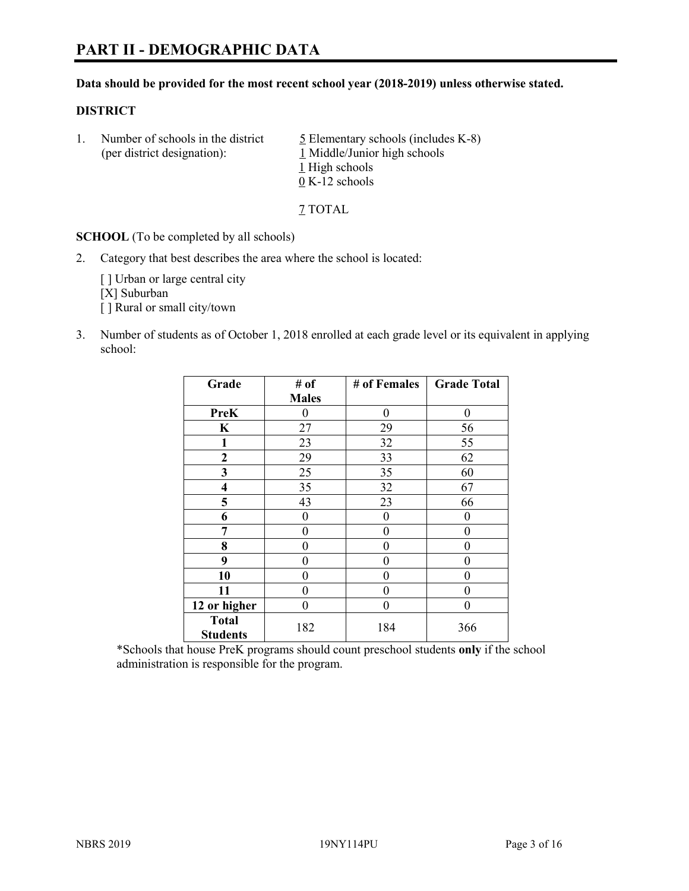# PART II - DEMOGRAPHIC DATA

**Data should be provided for the most recent school year (2018-2019) unless otherwise stated.**

## DISTRICT

1. Number of schools in the district (per district designation):
   - 5 Elementary schools (includes K-8)
   - 1 Middle/Junior high schools
   - 1 High schools
   - 0 K-12 schools

   7 TOTAL

**SCHOOL** (To be completed by all schools)

2. Category that best describes the area where the school is located:

   [ ] Urban or large central city
   [X] Suburban
   [ ] Rural or small city/town

3. Number of students as of October 1, 2018 enrolled at each grade level or its equivalent in applying school:

| Grade | # of Males | # of Females | Grade Total |
|---|---|---|---|
| **PreK** | 0 | 0 | 0 |
| **K** | 27 | 29 | 56 |
| **1** | 23 | 32 | 55 |
| **2** | 29 | 33 | 62 |
| **3** | 25 | 35 | 60 |
| **4** | 35 | 32 | 67 |
| **5** | 43 | 23 | 66 |
| **6** | 0 | 0 | 0 |
| **7** | 0 | 0 | 0 |
| **8** | 0 | 0 | 0 |
| **9** | 0 | 0 | 0 |
| **10** | 0 | 0 | 0 |
| **11** | 0 | 0 | 0 |
| **12 or higher** | 0 | 0 | 0 |
| **Total Students** | 182 | 184 | 366 |

*Schools that house PreK programs should count preschool students **only** if the school administration is responsible for the program.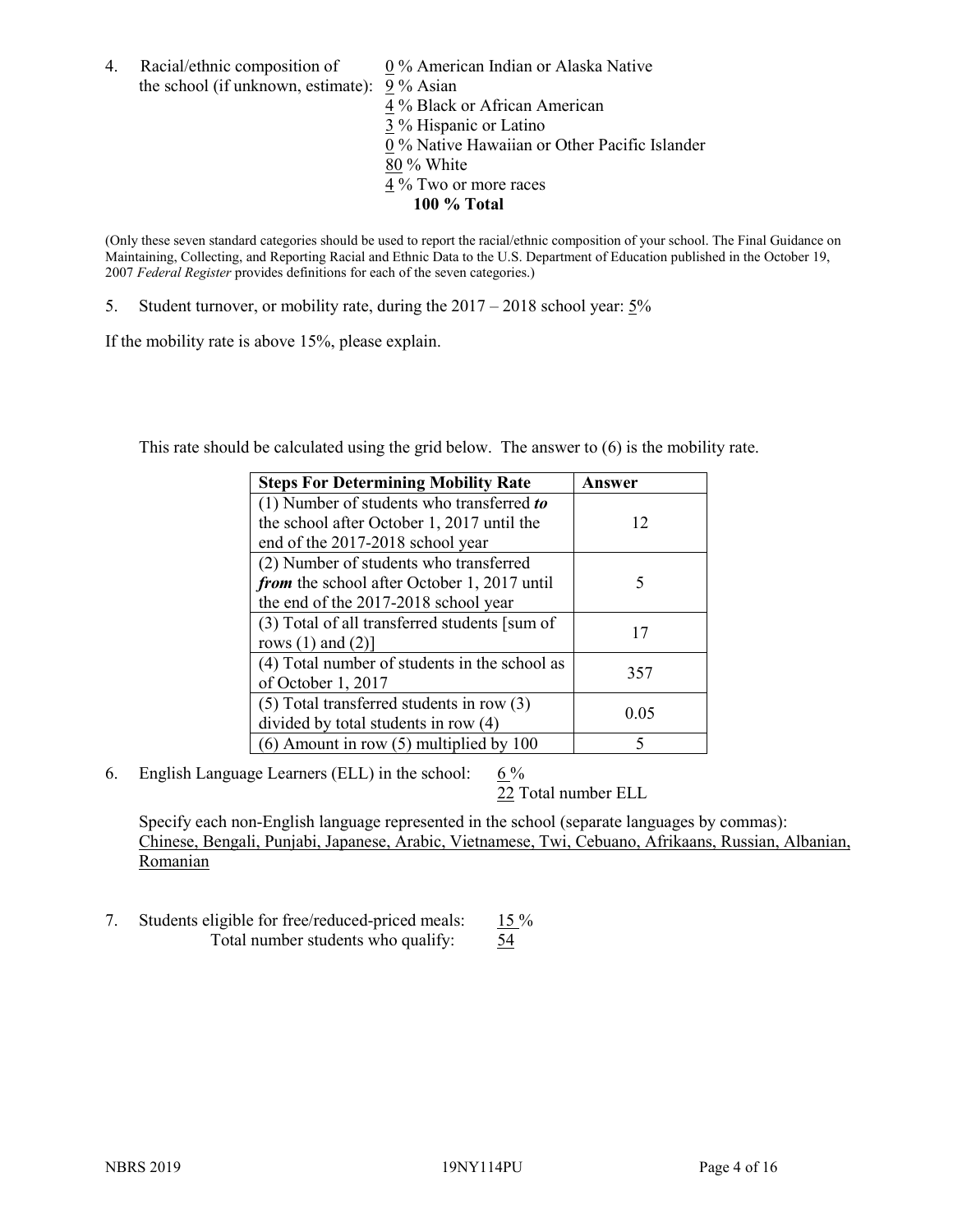4. Racial/ethnic composition of the school (if unknown, estimate):
   0 % American Indian or Alaska Native
   9 % Asian
   4 % Black or African American
   3 % Hispanic or Latino
   0 % Native Hawaiian or Other Pacific Islander
   80 % White
   4 % Two or more races
   **100 % Total**

(Only these seven standard categories should be used to report the racial/ethnic composition of your school. The Final Guidance on Maintaining, Collecting, and Reporting Racial and Ethnic Data to the U.S. Department of Education published in the October 19, 2007 *Federal Register* provides definitions for each of the seven categories.)

5. Student turnover, or mobility rate, during the 2017 – 2018 school year: 5%

If the mobility rate is above 15%, please explain.

This rate should be calculated using the grid below. The answer to (6) is the mobility rate.

| **Steps For Determining Mobility Rate** | **Answer** |
|---|---|
| (1) Number of students who transferred ***to*** the school after October 1, 2017 until the end of the 2017-2018 school year | 12 |
| (2) Number of students who transferred ***from*** the school after October 1, 2017 until the end of the 2017-2018 school year | 5 |
| (3) Total of all transferred students [sum of rows (1) and (2)] | 17 |
| (4) Total number of students in the school as of October 1, 2017 | 357 |
| (5) Total transferred students in row (3) divided by total students in row (4) | 0.05 |
| (6) Amount in row (5) multiplied by 100 | 5 |

6. English Language Learners (ELL) in the school: 6 %
   22 Total number ELL

   Specify each non-English language represented in the school (separate languages by commas):
   Chinese, Bengali, Punjabi, Japanese, Arabic, Vietnamese, Twi, Cebuano, Afrikaans, Russian, Albanian, Romanian

7. Students eligible for free/reduced-priced meals: 15 %
   Total number students who qualify: 54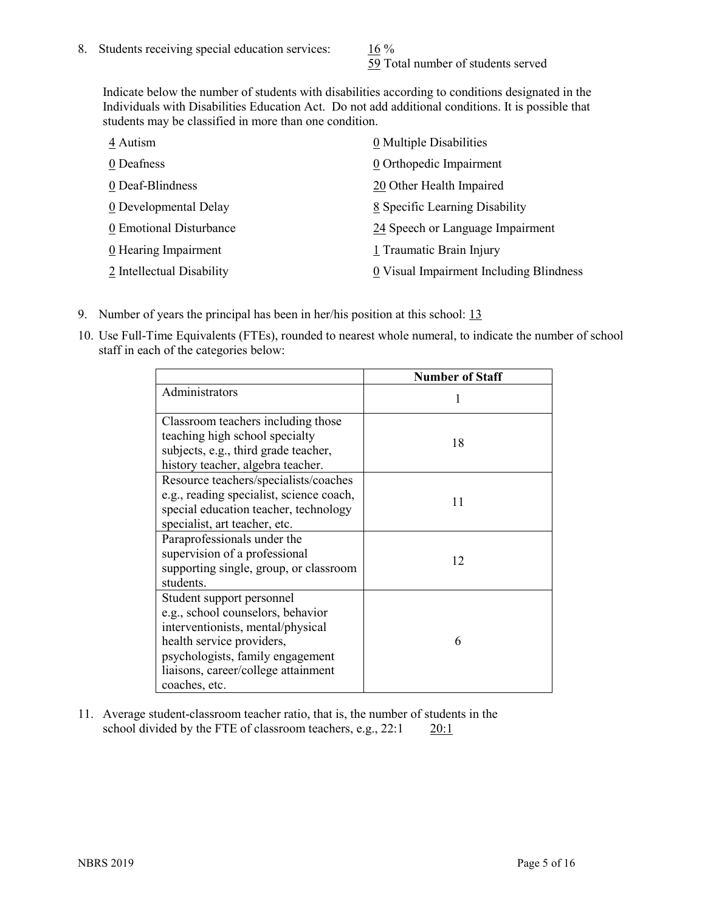8. Students receiving special education services: 16 %
   59 Total number of students served

   Indicate below the number of students with disabilities according to conditions designated in the Individuals with Disabilities Education Act. Do not add additional conditions. It is possible that students may be classified in more than one condition.

   4 Autism
   0 Deafness
   0 Deaf-Blindness
   0 Developmental Delay
   0 Emotional Disturbance
   0 Hearing Impairment
   2 Intellectual Disability
   0 Multiple Disabilities
   0 Orthopedic Impairment
   20 Other Health Impaired
   8 Specific Learning Disability
   24 Speech or Language Impairment
   1 Traumatic Brain Injury
   0 Visual Impairment Including Blindness

9. Number of years the principal has been in her/his position at this school: 13

10. Use Full-Time Equivalents (FTEs), rounded to nearest whole numeral, to indicate the number of school staff in each of the categories below:

|  | Number of Staff |
| --- | --- |
| Administrators | 1 |
| Classroom teachers including those teaching high school specialty subjects, e.g., third grade teacher, history teacher, algebra teacher. | 18 |
| Resource teachers/specialists/coaches e.g., reading specialist, science coach, special education teacher, technology specialist, art teacher, etc. | 11 |
| Paraprofessionals under the supervision of a professional supporting single, group, or classroom students. | 12 |
| Student support personnel e.g., school counselors, behavior interventionists, mental/physical health service providers, psychologists, family engagement liaisons, career/college attainment coaches, etc. | 6 |

11. Average student-classroom teacher ratio, that is, the number of students in the school divided by the FTE of classroom teachers, e.g., 22:1    20:1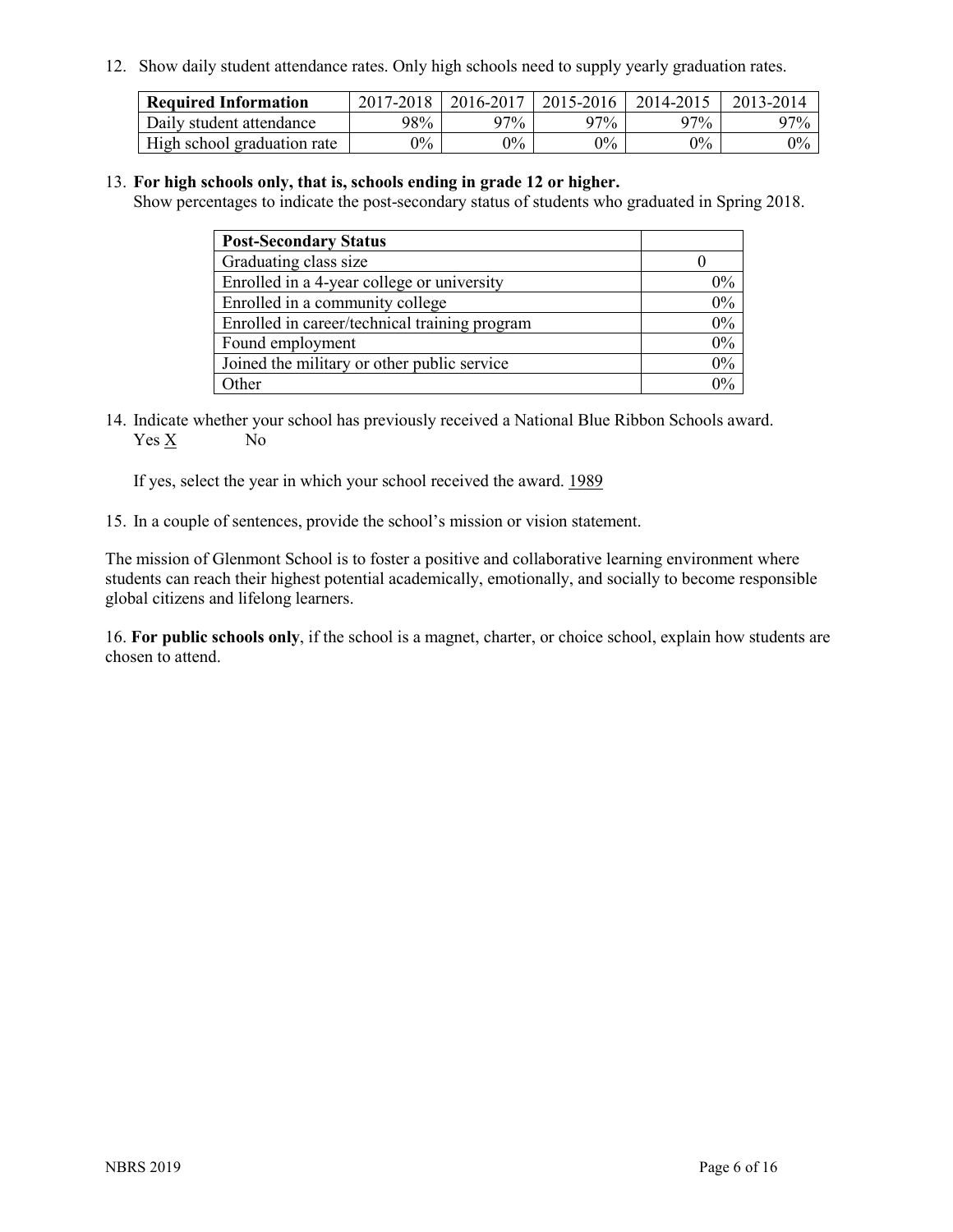12. Show daily student attendance rates. Only high schools need to supply yearly graduation rates.

| Required Information | 2017-2018 | 2016-2017 | 2015-2016 | 2014-2015 | 2013-2014 |
|---|---|---|---|---|---|
| Daily student attendance | 98% | 97% | 97% | 97% | 97% |
| High school graduation rate | 0% | 0% | 0% | 0% | 0% |

13. **For high schools only, that is, schools ending in grade 12 or higher.**
Show percentages to indicate the post-secondary status of students who graduated in Spring 2018.

| Post-Secondary Status | |
|---|---|
| Graduating class size | 0 |
| Enrolled in a 4-year college or university | 0% |
| Enrolled in a community college | 0% |
| Enrolled in career/technical training program | 0% |
| Found employment | 0% |
| Joined the military or other public service | 0% |
| Other | 0% |

14. Indicate whether your school has previously received a National Blue Ribbon Schools award.
Yes X No

If yes, select the year in which your school received the award. 1989

15. In a couple of sentences, provide the school's mission or vision statement.

The mission of Glenmont School is to foster a positive and collaborative learning environment where students can reach their highest potential academically, emotionally, and socially to become responsible global citizens and lifelong learners.

16. **For public schools only**, if the school is a magnet, charter, or choice school, explain how students are chosen to attend.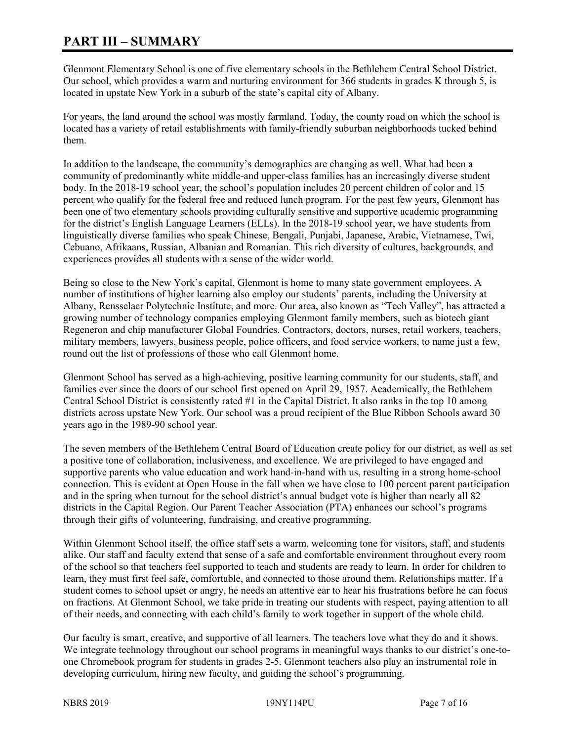# PART III – SUMMARY

Glenmont Elementary School is one of five elementary schools in the Bethlehem Central School District. Our school, which provides a warm and nurturing environment for 366 students in grades K through 5, is located in upstate New York in a suburb of the state's capital city of Albany.

For years, the land around the school was mostly farmland. Today, the county road on which the school is located has a variety of retail establishments with family-friendly suburban neighborhoods tucked behind them.

In addition to the landscape, the community's demographics are changing as well. What had been a community of predominantly white middle-and upper-class families has an increasingly diverse student body. In the 2018-19 school year, the school's population includes 20 percent children of color and 15 percent who qualify for the federal free and reduced lunch program. For the past few years, Glenmont has been one of two elementary schools providing culturally sensitive and supportive academic programming for the district's English Language Learners (ELLs). In the 2018-19 school year, we have students from linguistically diverse families who speak Chinese, Bengali, Punjabi, Japanese, Arabic, Vietnamese, Twi, Cebuano, Afrikaans, Russian, Albanian and Romanian. This rich diversity of cultures, backgrounds, and experiences provides all students with a sense of the wider world.

Being so close to the New York's capital, Glenmont is home to many state government employees. A number of institutions of higher learning also employ our students' parents, including the University at Albany, Rensselaer Polytechnic Institute, and more. Our area, also known as "Tech Valley", has attracted a growing number of technology companies employing Glenmont family members, such as biotech giant Regeneron and chip manufacturer Global Foundries. Contractors, doctors, nurses, retail workers, teachers, military members, lawyers, business people, police officers, and food service workers, to name just a few, round out the list of professions of those who call Glenmont home.

Glenmont School has served as a high-achieving, positive learning community for our students, staff, and families ever since the doors of our school first opened on April 29, 1957. Academically, the Bethlehem Central School District is consistently rated #1 in the Capital District. It also ranks in the top 10 among districts across upstate New York. Our school was a proud recipient of the Blue Ribbon Schools award 30 years ago in the 1989-90 school year.

The seven members of the Bethlehem Central Board of Education create policy for our district, as well as set a positive tone of collaboration, inclusiveness, and excellence. We are privileged to have engaged and supportive parents who value education and work hand-in-hand with us, resulting in a strong home-school connection. This is evident at Open House in the fall when we have close to 100 percent parent participation and in the spring when turnout for the school district's annual budget vote is higher than nearly all 82 districts in the Capital Region. Our Parent Teacher Association (PTA) enhances our school's programs through their gifts of volunteering, fundraising, and creative programming.

Within Glenmont School itself, the office staff sets a warm, welcoming tone for visitors, staff, and students alike. Our staff and faculty extend that sense of a safe and comfortable environment throughout every room of the school so that teachers feel supported to teach and students are ready to learn. In order for children to learn, they must first feel safe, comfortable, and connected to those around them. Relationships matter. If a student comes to school upset or angry, he needs an attentive ear to hear his frustrations before he can focus on fractions. At Glenmont School, we take pride in treating our students with respect, paying attention to all of their needs, and connecting with each child's family to work together in support of the whole child.

Our faculty is smart, creative, and supportive of all learners. The teachers love what they do and it shows. We integrate technology throughout our school programs in meaningful ways thanks to our district's one-to-one Chromebook program for students in grades 2-5. Glenmont teachers also play an instrumental role in developing curriculum, hiring new faculty, and guiding the school's programming.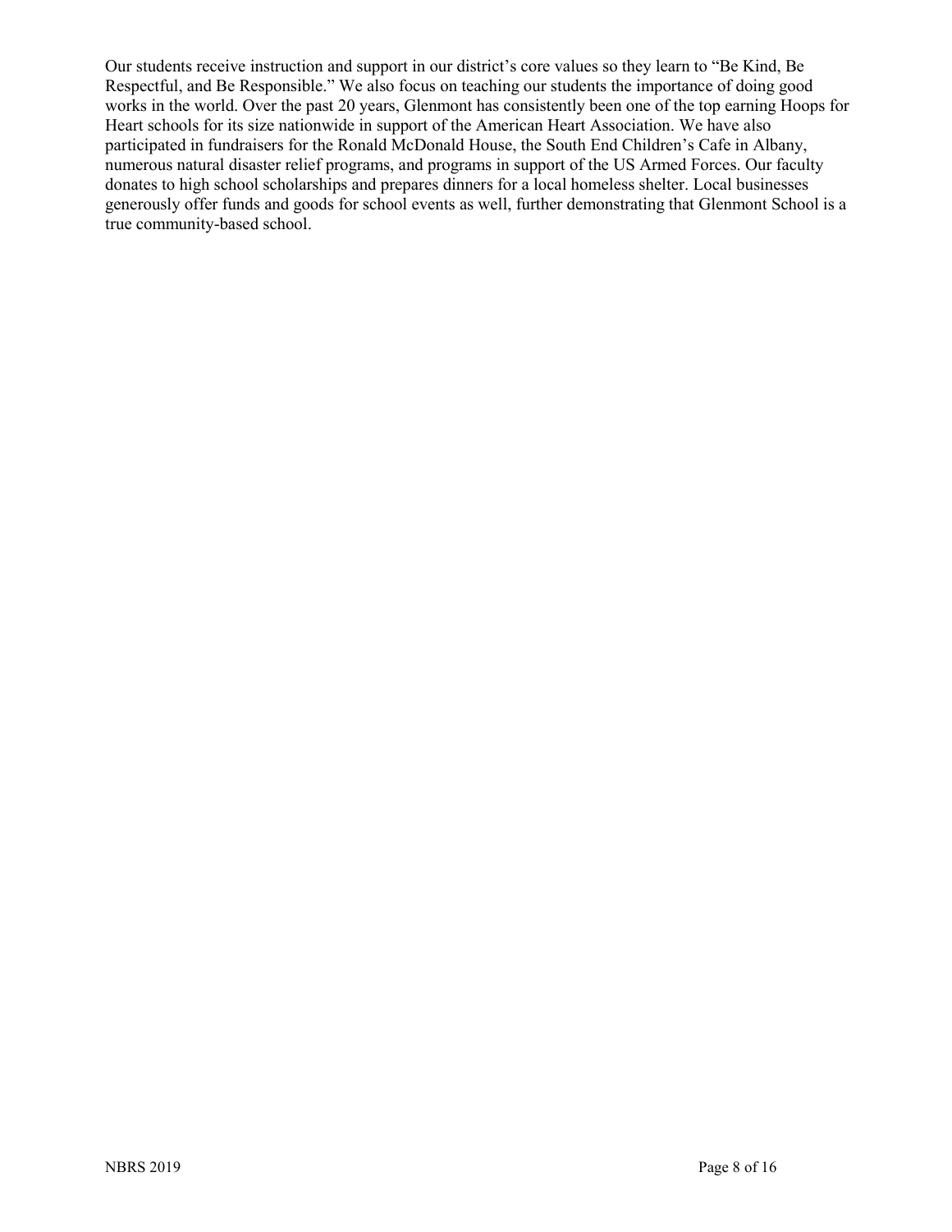Our students receive instruction and support in our district's core values so they learn to "Be Kind, Be Respectful, and Be Responsible." We also focus on teaching our students the importance of doing good works in the world. Over the past 20 years, Glenmont has consistently been one of the top earning Hoops for Heart schools for its size nationwide in support of the American Heart Association. We have also participated in fundraisers for the Ronald McDonald House, the South End Children's Cafe in Albany, numerous natural disaster relief programs, and programs in support of the US Armed Forces. Our faculty donates to high school scholarships and prepares dinners for a local homeless shelter. Local businesses generously offer funds and goods for school events as well, further demonstrating that Glenmont School is a true community-based school.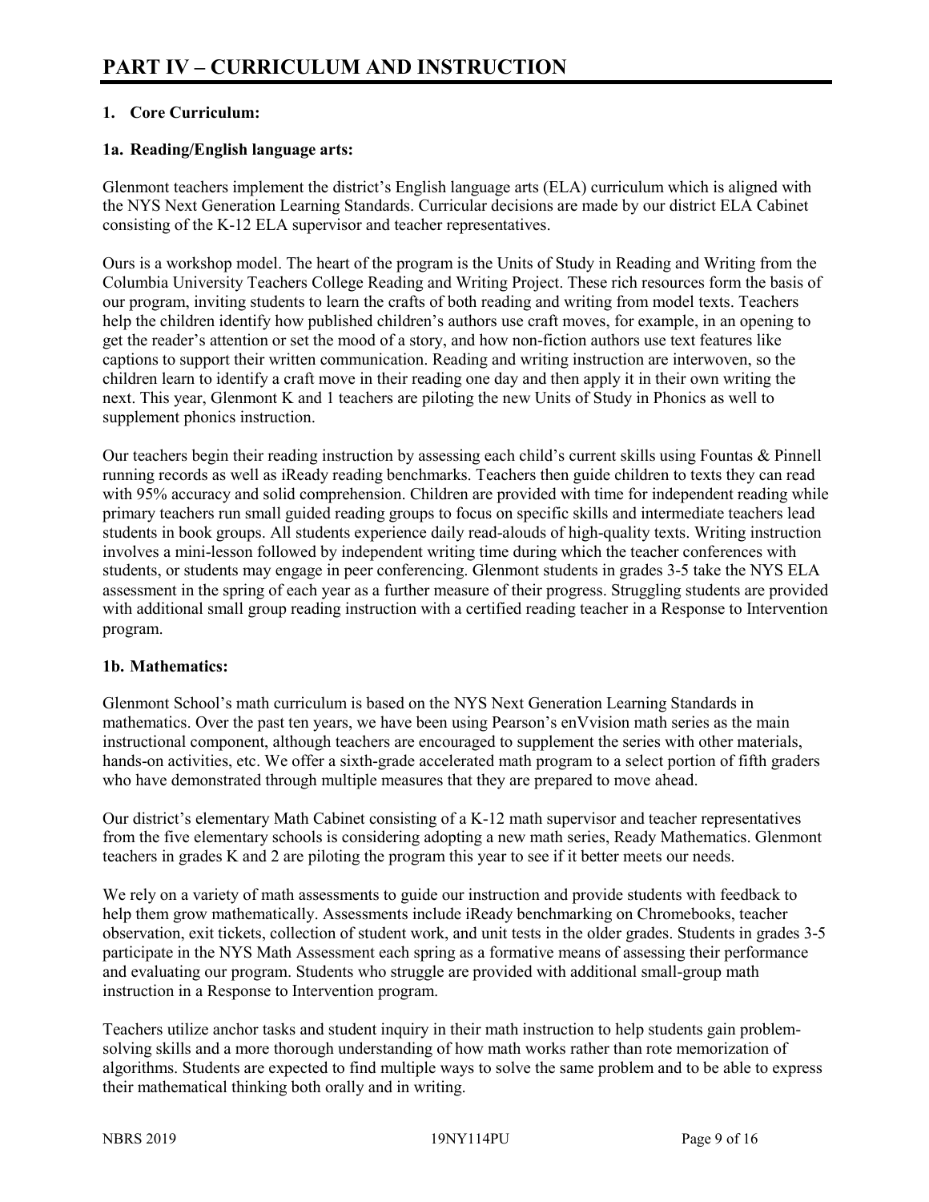# PART IV – CURRICULUM AND INSTRUCTION

## 1. Core Curriculum:

### 1a. Reading/English language arts:

Glenmont teachers implement the district's English language arts (ELA) curriculum which is aligned with the NYS Next Generation Learning Standards. Curricular decisions are made by our district ELA Cabinet consisting of the K-12 ELA supervisor and teacher representatives.

Ours is a workshop model. The heart of the program is the Units of Study in Reading and Writing from the Columbia University Teachers College Reading and Writing Project. These rich resources form the basis of our program, inviting students to learn the crafts of both reading and writing from model texts. Teachers help the children identify how published children's authors use craft moves, for example, in an opening to get the reader's attention or set the mood of a story, and how non-fiction authors use text features like captions to support their written communication. Reading and writing instruction are interwoven, so the children learn to identify a craft move in their reading one day and then apply it in their own writing the next. This year, Glenmont K and 1 teachers are piloting the new Units of Study in Phonics as well to supplement phonics instruction.

Our teachers begin their reading instruction by assessing each child's current skills using Fountas & Pinnell running records as well as iReady reading benchmarks. Teachers then guide children to texts they can read with 95% accuracy and solid comprehension. Children are provided with time for independent reading while primary teachers run small guided reading groups to focus on specific skills and intermediate teachers lead students in book groups. All students experience daily read-alouds of high-quality texts. Writing instruction involves a mini-lesson followed by independent writing time during which the teacher conferences with students, or students may engage in peer conferencing. Glenmont students in grades 3-5 take the NYS ELA assessment in the spring of each year as a further measure of their progress. Struggling students are provided with additional small group reading instruction with a certified reading teacher in a Response to Intervention program.

### 1b. Mathematics:

Glenmont School's math curriculum is based on the NYS Next Generation Learning Standards in mathematics. Over the past ten years, we have been using Pearson's enVvision math series as the main instructional component, although teachers are encouraged to supplement the series with other materials, hands-on activities, etc. We offer a sixth-grade accelerated math program to a select portion of fifth graders who have demonstrated through multiple measures that they are prepared to move ahead.

Our district's elementary Math Cabinet consisting of a K-12 math supervisor and teacher representatives from the five elementary schools is considering adopting a new math series, Ready Mathematics. Glenmont teachers in grades K and 2 are piloting the program this year to see if it better meets our needs.

We rely on a variety of math assessments to guide our instruction and provide students with feedback to help them grow mathematically. Assessments include iReady benchmarking on Chromebooks, teacher observation, exit tickets, collection of student work, and unit tests in the older grades. Students in grades 3-5 participate in the NYS Math Assessment each spring as a formative means of assessing their performance and evaluating our program. Students who struggle are provided with additional small-group math instruction in a Response to Intervention program.

Teachers utilize anchor tasks and student inquiry in their math instruction to help students gain problem-solving skills and a more thorough understanding of how math works rather than rote memorization of algorithms. Students are expected to find multiple ways to solve the same problem and to be able to express their mathematical thinking both orally and in writing.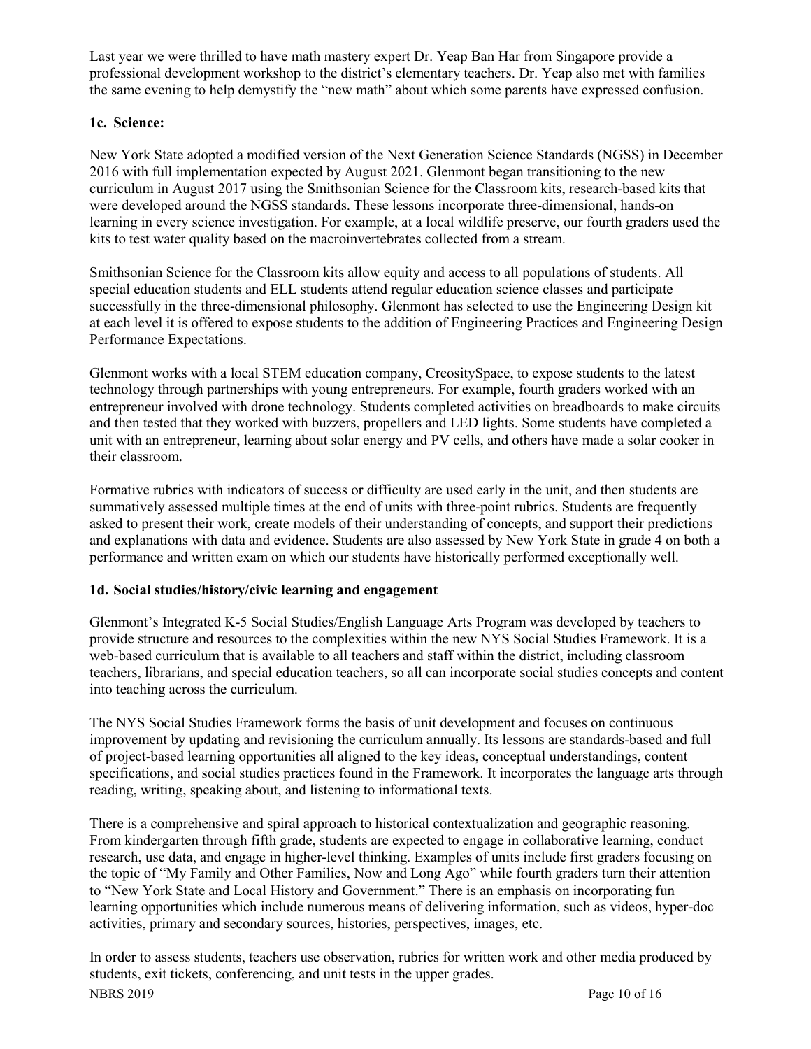Last year we were thrilled to have math mastery expert Dr. Yeap Ban Har from Singapore provide a professional development workshop to the district's elementary teachers. Dr. Yeap also met with families the same evening to help demystify the "new math" about which some parents have expressed confusion.

### 1c. Science:

New York State adopted a modified version of the Next Generation Science Standards (NGSS) in December 2016 with full implementation expected by August 2021. Glenmont began transitioning to the new curriculum in August 2017 using the Smithsonian Science for the Classroom kits, research-based kits that were developed around the NGSS standards. These lessons incorporate three-dimensional, hands-on learning in every science investigation. For example, at a local wildlife preserve, our fourth graders used the kits to test water quality based on the macroinvertebrates collected from a stream.

Smithsonian Science for the Classroom kits allow equity and access to all populations of students. All special education students and ELL students attend regular education science classes and participate successfully in the three-dimensional philosophy. Glenmont has selected to use the Engineering Design kit at each level it is offered to expose students to the addition of Engineering Practices and Engineering Design Performance Expectations.

Glenmont works with a local STEM education company, CreositySpace, to expose students to the latest technology through partnerships with young entrepreneurs. For example, fourth graders worked with an entrepreneur involved with drone technology. Students completed activities on breadboards to make circuits and then tested that they worked with buzzers, propellers and LED lights. Some students have completed a unit with an entrepreneur, learning about solar energy and PV cells, and others have made a solar cooker in their classroom.

Formative rubrics with indicators of success or difficulty are used early in the unit, and then students are summatively assessed multiple times at the end of units with three-point rubrics. Students are frequently asked to present their work, create models of their understanding of concepts, and support their predictions and explanations with data and evidence. Students are also assessed by New York State in grade 4 on both a performance and written exam on which our students have historically performed exceptionally well.

### 1d. Social studies/history/civic learning and engagement

Glenmont's Integrated K-5 Social Studies/English Language Arts Program was developed by teachers to provide structure and resources to the complexities within the new NYS Social Studies Framework. It is a web-based curriculum that is available to all teachers and staff within the district, including classroom teachers, librarians, and special education teachers, so all can incorporate social studies concepts and content into teaching across the curriculum.

The NYS Social Studies Framework forms the basis of unit development and focuses on continuous improvement by updating and revisioning the curriculum annually. Its lessons are standards-based and full of project-based learning opportunities all aligned to the key ideas, conceptual understandings, content specifications, and social studies practices found in the Framework. It incorporates the language arts through reading, writing, speaking about, and listening to informational texts.

There is a comprehensive and spiral approach to historical contextualization and geographic reasoning. From kindergarten through fifth grade, students are expected to engage in collaborative learning, conduct research, use data, and engage in higher-level thinking. Examples of units include first graders focusing on the topic of "My Family and Other Families, Now and Long Ago" while fourth graders turn their attention to "New York State and Local History and Government." There is an emphasis on incorporating fun learning opportunities which include numerous means of delivering information, such as videos, hyper-doc activities, primary and secondary sources, histories, perspectives, images, etc.

In order to assess students, teachers use observation, rubrics for written work and other media produced by students, exit tickets, conferencing, and unit tests in the upper grades.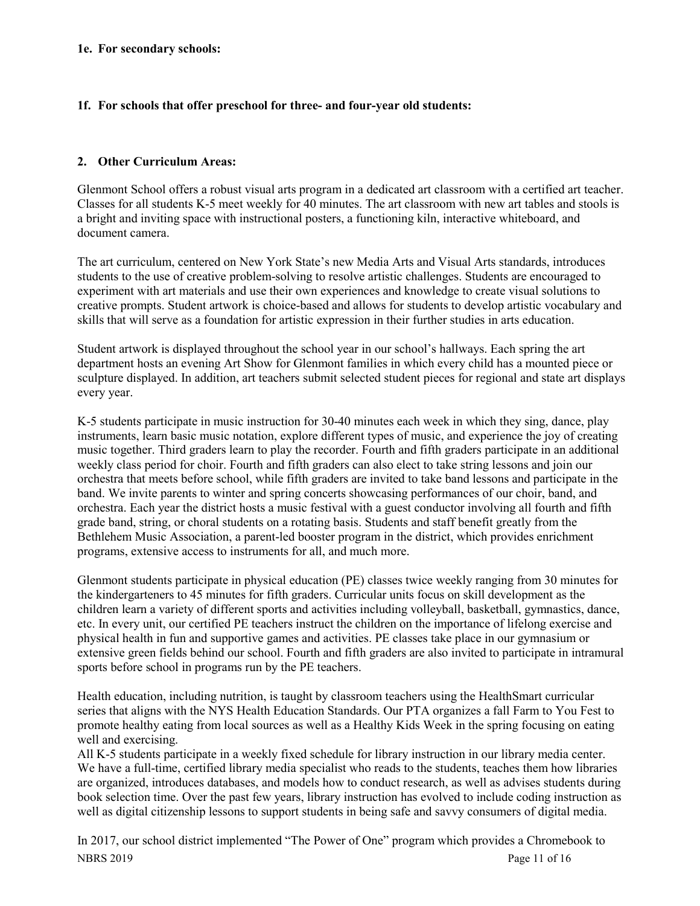**1e. For secondary schools:**

**1f. For schools that offer preschool for three- and four-year old students:**

**2. Other Curriculum Areas:**

Glenmont School offers a robust visual arts program in a dedicated art classroom with a certified art teacher. Classes for all students K-5 meet weekly for 40 minutes. The art classroom with new art tables and stools is a bright and inviting space with instructional posters, a functioning kiln, interactive whiteboard, and document camera.

The art curriculum, centered on New York State's new Media Arts and Visual Arts standards, introduces students to the use of creative problem-solving to resolve artistic challenges. Students are encouraged to experiment with art materials and use their own experiences and knowledge to create visual solutions to creative prompts. Student artwork is choice-based and allows for students to develop artistic vocabulary and skills that will serve as a foundation for artistic expression in their further studies in arts education.

Student artwork is displayed throughout the school year in our school's hallways. Each spring the art department hosts an evening Art Show for Glenmont families in which every child has a mounted piece or sculpture displayed. In addition, art teachers submit selected student pieces for regional and state art displays every year.

K-5 students participate in music instruction for 30-40 minutes each week in which they sing, dance, play instruments, learn basic music notation, explore different types of music, and experience the joy of creating music together. Third graders learn to play the recorder. Fourth and fifth graders participate in an additional weekly class period for choir. Fourth and fifth graders can also elect to take string lessons and join our orchestra that meets before school, while fifth graders are invited to take band lessons and participate in the band. We invite parents to winter and spring concerts showcasing performances of our choir, band, and orchestra. Each year the district hosts a music festival with a guest conductor involving all fourth and fifth grade band, string, or choral students on a rotating basis. Students and staff benefit greatly from the Bethlehem Music Association, a parent-led booster program in the district, which provides enrichment programs, extensive access to instruments for all, and much more.

Glenmont students participate in physical education (PE) classes twice weekly ranging from 30 minutes for the kindergarteners to 45 minutes for fifth graders. Curricular units focus on skill development as the children learn a variety of different sports and activities including volleyball, basketball, gymnastics, dance, etc. In every unit, our certified PE teachers instruct the children on the importance of lifelong exercise and physical health in fun and supportive games and activities. PE classes take place in our gymnasium or extensive green fields behind our school. Fourth and fifth graders are also invited to participate in intramural sports before school in programs run by the PE teachers.

Health education, including nutrition, is taught by classroom teachers using the HealthSmart curricular series that aligns with the NYS Health Education Standards. Our PTA organizes a fall Farm to You Fest to promote healthy eating from local sources as well as a Healthy Kids Week in the spring focusing on eating well and exercising.

All K-5 students participate in a weekly fixed schedule for library instruction in our library media center. We have a full-time, certified library media specialist who reads to the students, teaches them how libraries are organized, introduces databases, and models how to conduct research, as well as advises students during book selection time. Over the past few years, library instruction has evolved to include coding instruction as well as digital citizenship lessons to support students in being safe and savvy consumers of digital media.

In 2017, our school district implemented "The Power of One" program which provides a Chromebook to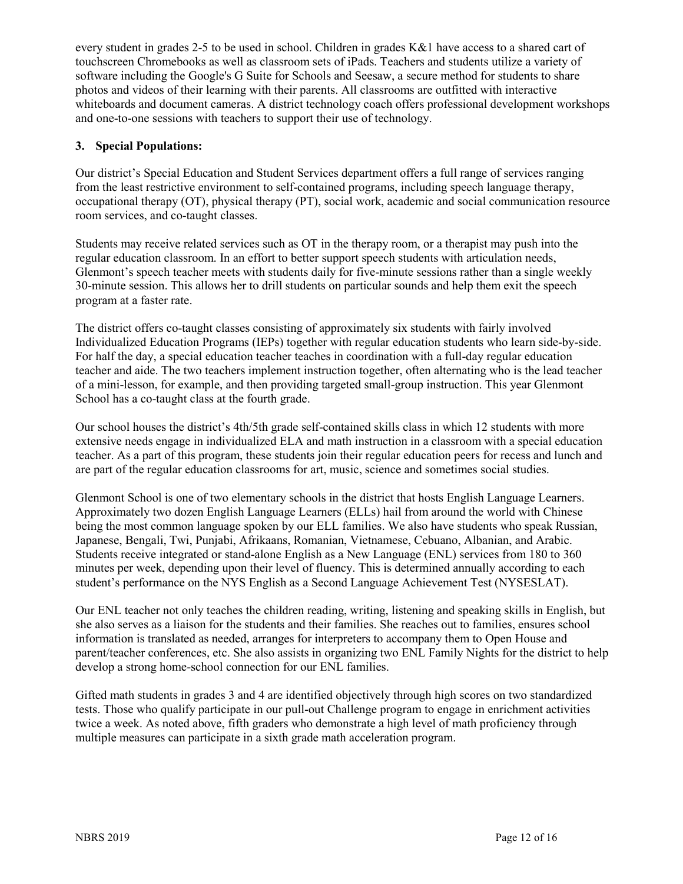every student in grades 2-5 to be used in school. Children in grades K&1 have access to a shared cart of touchscreen Chromebooks as well as classroom sets of iPads. Teachers and students utilize a variety of software including the Google's G Suite for Schools and Seesaw, a secure method for students to share photos and videos of their learning with their parents. All classrooms are outfitted with interactive whiteboards and document cameras. A district technology coach offers professional development workshops and one-to-one sessions with teachers to support their use of technology.

**3. Special Populations:**

Our district's Special Education and Student Services department offers a full range of services ranging from the least restrictive environment to self-contained programs, including speech language therapy, occupational therapy (OT), physical therapy (PT), social work, academic and social communication resource room services, and co-taught classes.

Students may receive related services such as OT in the therapy room, or a therapist may push into the regular education classroom. In an effort to better support speech students with articulation needs, Glenmont's speech teacher meets with students daily for five-minute sessions rather than a single weekly 30-minute session. This allows her to drill students on particular sounds and help them exit the speech program at a faster rate.

The district offers co-taught classes consisting of approximately six students with fairly involved Individualized Education Programs (IEPs) together with regular education students who learn side-by-side. For half the day, a special education teacher teaches in coordination with a full-day regular education teacher and aide. The two teachers implement instruction together, often alternating who is the lead teacher of a mini-lesson, for example, and then providing targeted small-group instruction. This year Glenmont School has a co-taught class at the fourth grade.

Our school houses the district's 4th/5th grade self-contained skills class in which 12 students with more extensive needs engage in individualized ELA and math instruction in a classroom with a special education teacher. As a part of this program, these students join their regular education peers for recess and lunch and are part of the regular education classrooms for art, music, science and sometimes social studies.

Glenmont School is one of two elementary schools in the district that hosts English Language Learners. Approximately two dozen English Language Learners (ELLs) hail from around the world with Chinese being the most common language spoken by our ELL families. We also have students who speak Russian, Japanese, Bengali, Twi, Punjabi, Afrikaans, Romanian, Vietnamese, Cebuano, Albanian, and Arabic. Students receive integrated or stand-alone English as a New Language (ENL) services from 180 to 360 minutes per week, depending upon their level of fluency. This is determined annually according to each student's performance on the NYS English as a Second Language Achievement Test (NYSESLAT).

Our ENL teacher not only teaches the children reading, writing, listening and speaking skills in English, but she also serves as a liaison for the students and their families. She reaches out to families, ensures school information is translated as needed, arranges for interpreters to accompany them to Open House and parent/teacher conferences, etc. She also assists in organizing two ENL Family Nights for the district to help develop a strong home-school connection for our ENL families.

Gifted math students in grades 3 and 4 are identified objectively through high scores on two standardized tests. Those who qualify participate in our pull-out Challenge program to engage in enrichment activities twice a week. As noted above, fifth graders who demonstrate a high level of math proficiency through multiple measures can participate in a sixth grade math acceleration program.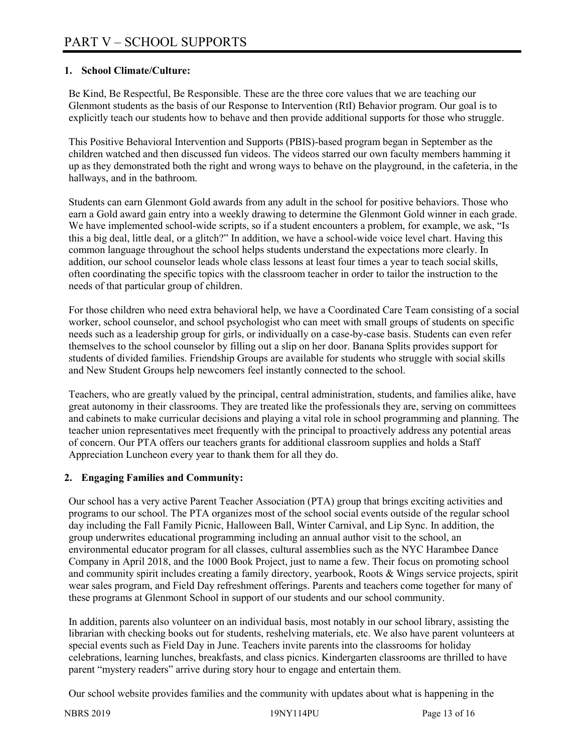# PART V – SCHOOL SUPPORTS

**1. School Climate/Culture:**

Be Kind, Be Respectful, Be Responsible. These are the three core values that we are teaching our Glenmont students as the basis of our Response to Intervention (RtI) Behavior program. Our goal is to explicitly teach our students how to behave and then provide additional supports for those who struggle.

This Positive Behavioral Intervention and Supports (PBIS)-based program began in September as the children watched and then discussed fun videos. The videos starred our own faculty members hamming it up as they demonstrated both the right and wrong ways to behave on the playground, in the cafeteria, in the hallways, and in the bathroom.

Students can earn Glenmont Gold awards from any adult in the school for positive behaviors. Those who earn a Gold award gain entry into a weekly drawing to determine the Glenmont Gold winner in each grade. We have implemented school-wide scripts, so if a student encounters a problem, for example, we ask, "Is this a big deal, little deal, or a glitch?" In addition, we have a school-wide voice level chart. Having this common language throughout the school helps students understand the expectations more clearly. In addition, our school counselor leads whole class lessons at least four times a year to teach social skills, often coordinating the specific topics with the classroom teacher in order to tailor the instruction to the needs of that particular group of children.

For those children who need extra behavioral help, we have a Coordinated Care Team consisting of a social worker, school counselor, and school psychologist who can meet with small groups of students on specific needs such as a leadership group for girls, or individually on a case-by-case basis. Students can even refer themselves to the school counselor by filling out a slip on her door. Banana Splits provides support for students of divided families. Friendship Groups are available for students who struggle with social skills and New Student Groups help newcomers feel instantly connected to the school.

Teachers, who are greatly valued by the principal, central administration, students, and families alike, have great autonomy in their classrooms. They are treated like the professionals they are, serving on committees and cabinets to make curricular decisions and playing a vital role in school programming and planning. The teacher union representatives meet frequently with the principal to proactively address any potential areas of concern. Our PTA offers our teachers grants for additional classroom supplies and holds a Staff Appreciation Luncheon every year to thank them for all they do.

**2. Engaging Families and Community:**

Our school has a very active Parent Teacher Association (PTA) group that brings exciting activities and programs to our school. The PTA organizes most of the school social events outside of the regular school day including the Fall Family Picnic, Halloween Ball, Winter Carnival, and Lip Sync. In addition, the group underwrites educational programming including an annual author visit to the school, an environmental educator program for all classes, cultural assemblies such as the NYC Harambee Dance Company in April 2018, and the 1000 Book Project, just to name a few. Their focus on promoting school and community spirit includes creating a family directory, yearbook, Roots & Wings service projects, spirit wear sales program, and Field Day refreshment offerings. Parents and teachers come together for many of these programs at Glenmont School in support of our students and our school community.

In addition, parents also volunteer on an individual basis, most notably in our school library, assisting the librarian with checking books out for students, reshelving materials, etc. We also have parent volunteers at special events such as Field Day in June. Teachers invite parents into the classrooms for holiday celebrations, learning lunches, breakfasts, and class picnics. Kindergarten classrooms are thrilled to have parent "mystery readers" arrive during story hour to engage and entertain them.

Our school website provides families and the community with updates about what is happening in the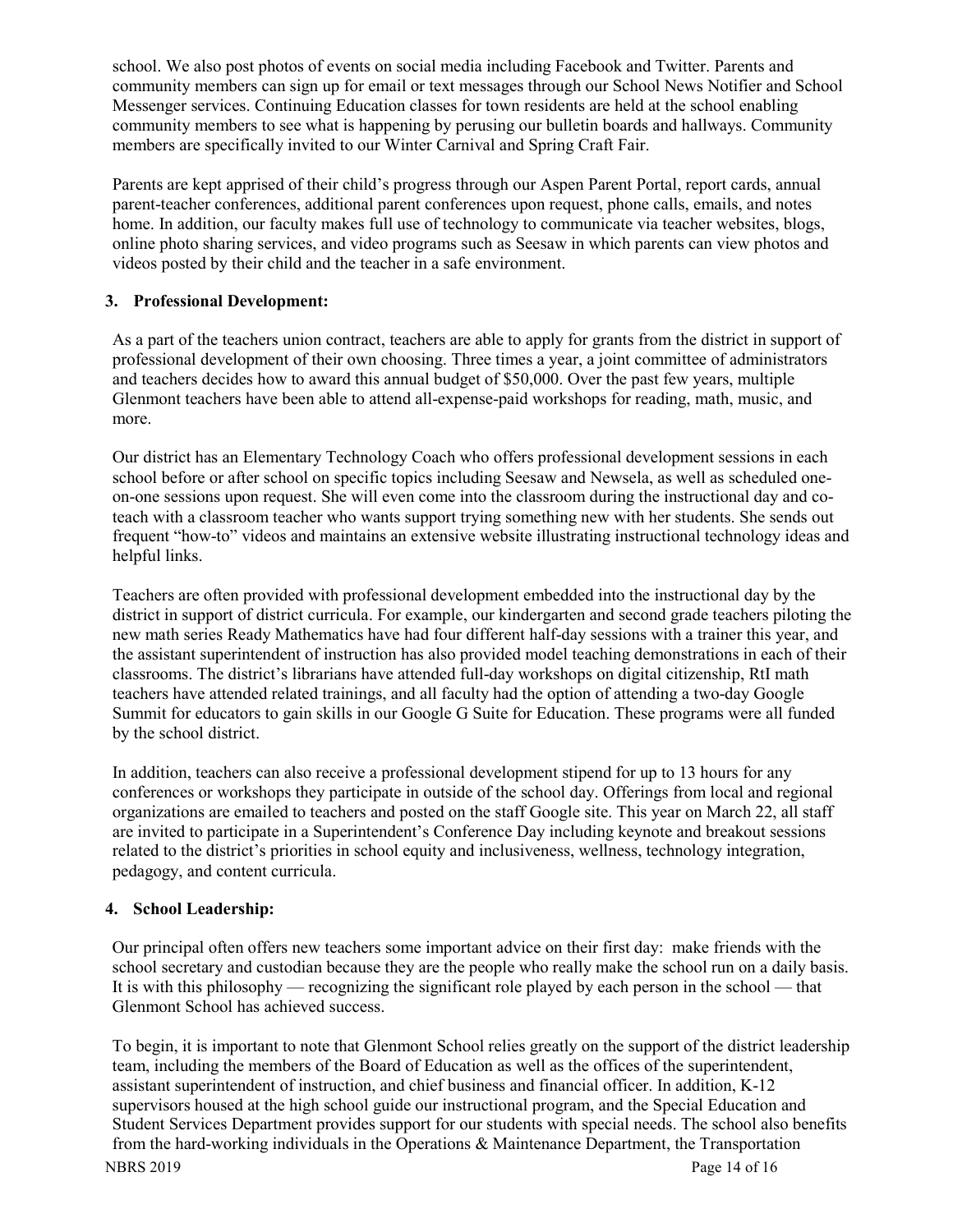school. We also post photos of events on social media including Facebook and Twitter. Parents and community members can sign up for email or text messages through our School News Notifier and School Messenger services. Continuing Education classes for town residents are held at the school enabling community members to see what is happening by perusing our bulletin boards and hallways. Community members are specifically invited to our Winter Carnival and Spring Craft Fair.

Parents are kept apprised of their child's progress through our Aspen Parent Portal, report cards, annual parent-teacher conferences, additional parent conferences upon request, phone calls, emails, and notes home. In addition, our faculty makes full use of technology to communicate via teacher websites, blogs, online photo sharing services, and video programs such as Seesaw in which parents can view photos and videos posted by their child and the teacher in a safe environment.

**3. Professional Development:**

As a part of the teachers union contract, teachers are able to apply for grants from the district in support of professional development of their own choosing. Three times a year, a joint committee of administrators and teachers decides how to award this annual budget of $50,000. Over the past few years, multiple Glenmont teachers have been able to attend all-expense-paid workshops for reading, math, music, and more.

Our district has an Elementary Technology Coach who offers professional development sessions in each school before or after school on specific topics including Seesaw and Newsela, as well as scheduled one-on-one sessions upon request. She will even come into the classroom during the instructional day and co-teach with a classroom teacher who wants support trying something new with her students. She sends out frequent "how-to" videos and maintains an extensive website illustrating instructional technology ideas and helpful links.

Teachers are often provided with professional development embedded into the instructional day by the district in support of district curricula. For example, our kindergarten and second grade teachers piloting the new math series Ready Mathematics have had four different half-day sessions with a trainer this year, and the assistant superintendent of instruction has also provided model teaching demonstrations in each of their classrooms. The district's librarians have attended full-day workshops on digital citizenship, RtI math teachers have attended related trainings, and all faculty had the option of attending a two-day Google Summit for educators to gain skills in our Google G Suite for Education. These programs were all funded by the school district.

In addition, teachers can also receive a professional development stipend for up to 13 hours for any conferences or workshops they participate in outside of the school day. Offerings from local and regional organizations are emailed to teachers and posted on the staff Google site. This year on March 22, all staff are invited to participate in a Superintendent's Conference Day including keynote and breakout sessions related to the district's priorities in school equity and inclusiveness, wellness, technology integration, pedagogy, and content curricula.

**4. School Leadership:**

Our principal often offers new teachers some important advice on their first day: make friends with the school secretary and custodian because they are the people who really make the school run on a daily basis. It is with this philosophy — recognizing the significant role played by each person in the school — that Glenmont School has achieved success.

To begin, it is important to note that Glenmont School relies greatly on the support of the district leadership team, including the members of the Board of Education as well as the offices of the superintendent, assistant superintendent of instruction, and chief business and financial officer. In addition, K-12 supervisors housed at the high school guide our instructional program, and the Special Education and Student Services Department provides support for our students with special needs. The school also benefits from the hard-working individuals in the Operations & Maintenance Department, the Transportation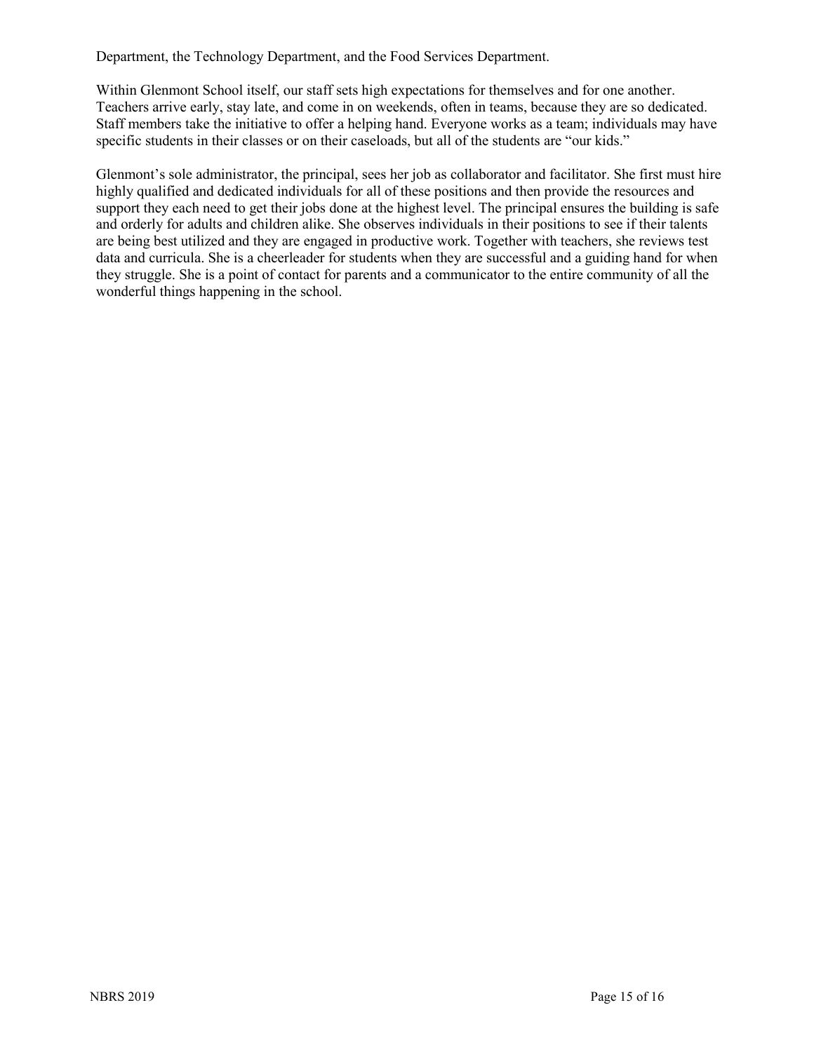Department, the Technology Department, and the Food Services Department.

Within Glenmont School itself, our staff sets high expectations for themselves and for one another. Teachers arrive early, stay late, and come in on weekends, often in teams, because they are so dedicated. Staff members take the initiative to offer a helping hand. Everyone works as a team; individuals may have specific students in their classes or on their caseloads, but all of the students are "our kids."

Glenmont's sole administrator, the principal, sees her job as collaborator and facilitator. She first must hire highly qualified and dedicated individuals for all of these positions and then provide the resources and support they each need to get their jobs done at the highest level. The principal ensures the building is safe and orderly for adults and children alike. She observes individuals in their positions to see if their talents are being best utilized and they are engaged in productive work. Together with teachers, she reviews test data and curricula. She is a cheerleader for students when they are successful and a guiding hand for when they struggle. She is a point of contact for parents and a communicator to the entire community of all the wonderful things happening in the school.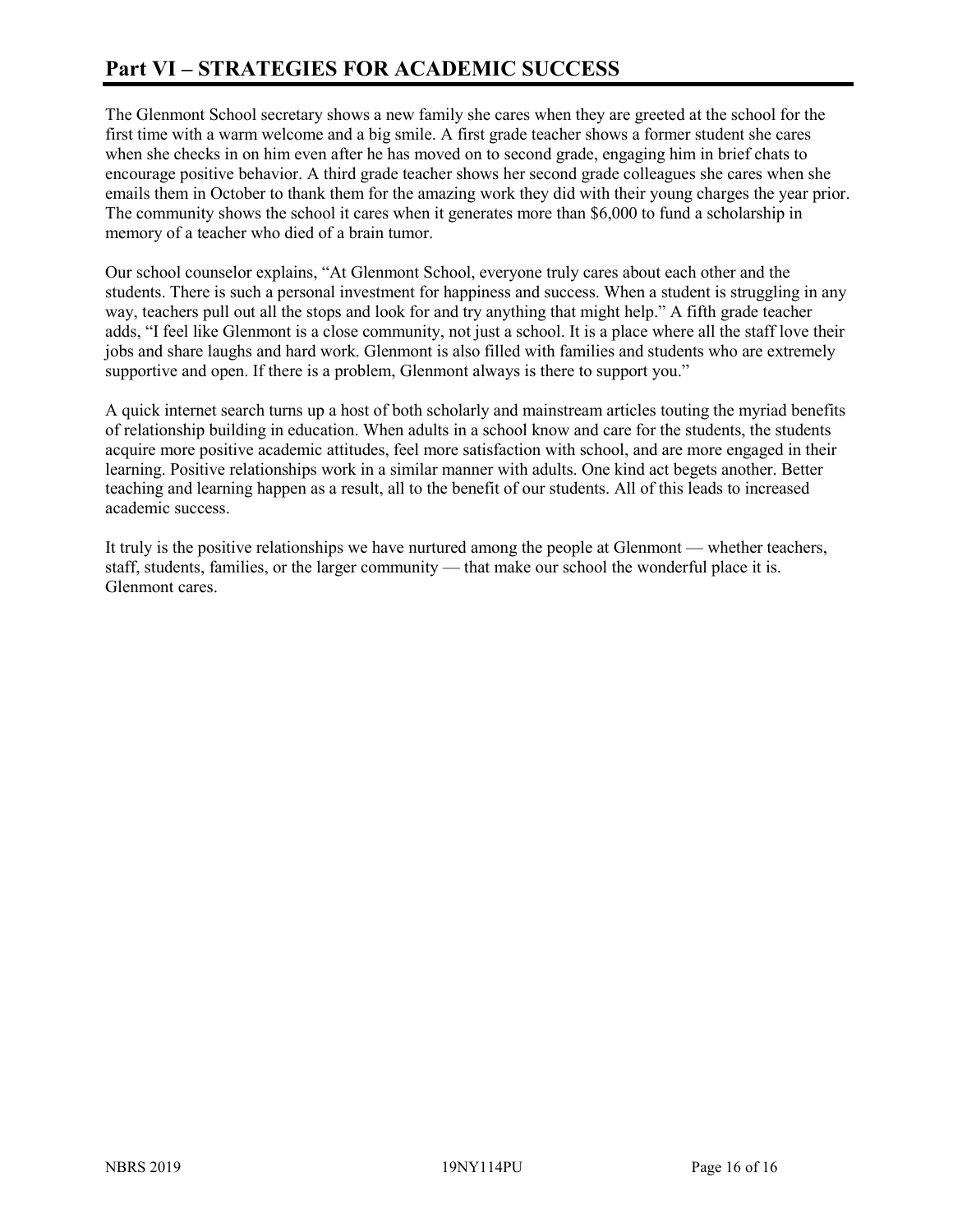## Part VI – STRATEGIES FOR ACADEMIC SUCCESS

The Glenmont School secretary shows a new family she cares when they are greeted at the school for the first time with a warm welcome and a big smile. A first grade teacher shows a former student she cares when she checks in on him even after he has moved on to second grade, engaging him in brief chats to encourage positive behavior. A third grade teacher shows her second grade colleagues she cares when she emails them in October to thank them for the amazing work they did with their young charges the year prior. The community shows the school it cares when it generates more than $6,000 to fund a scholarship in memory of a teacher who died of a brain tumor.

Our school counselor explains, "At Glenmont School, everyone truly cares about each other and the students. There is such a personal investment for happiness and success. When a student is struggling in any way, teachers pull out all the stops and look for and try anything that might help." A fifth grade teacher adds, "I feel like Glenmont is a close community, not just a school. It is a place where all the staff love their jobs and share laughs and hard work. Glenmont is also filled with families and students who are extremely supportive and open. If there is a problem, Glenmont always is there to support you."

A quick internet search turns up a host of both scholarly and mainstream articles touting the myriad benefits of relationship building in education. When adults in a school know and care for the students, the students acquire more positive academic attitudes, feel more satisfaction with school, and are more engaged in their learning. Positive relationships work in a similar manner with adults. One kind act begets another. Better teaching and learning happen as a result, all to the benefit of our students. All of this leads to increased academic success.

It truly is the positive relationships we have nurtured among the people at Glenmont — whether teachers, staff, students, families, or the larger community — that make our school the wonderful place it is. Glenmont cares.